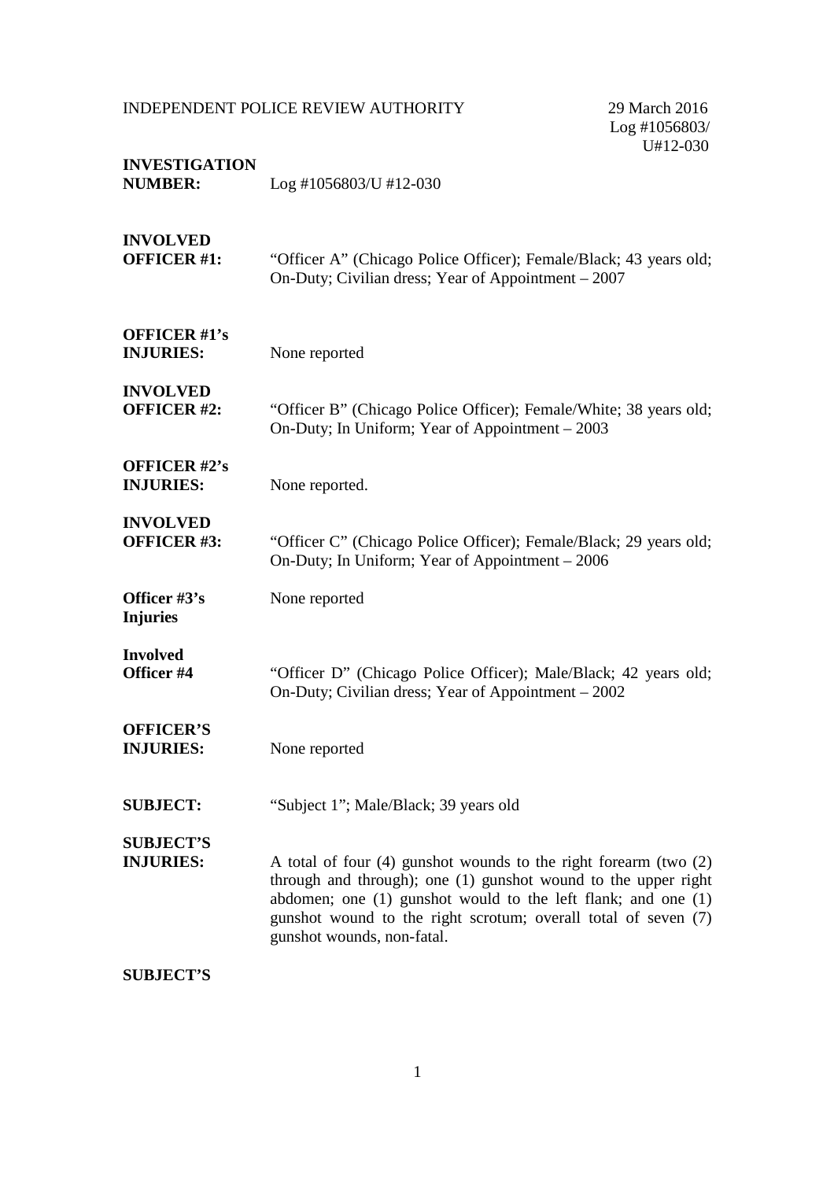INDEPENDENT POLICE REVIEW AUTHORITY

29 March 2016
Log #1056803/
U#12-030

| | |
|---|---|
| **INVESTIGATION NUMBER:** | Log #1056803/U #12-030 |
| **INVOLVED OFFICER #1:** | "Officer A" (Chicago Police Officer); Female/Black; 43 years old; On-Duty; Civilian dress; Year of Appointment – 2007 |
| **OFFICER #1's INJURIES:** | None reported |
| **INVOLVED OFFICER #2:** | "Officer B" (Chicago Police Officer); Female/White; 38 years old; On-Duty; In Uniform; Year of Appointment – 2003 |
| **OFFICER #2's INJURIES:** | None reported. |
| **INVOLVED OFFICER #3:** | "Officer C" (Chicago Police Officer); Female/Black; 29 years old; On-Duty; In Uniform; Year of Appointment – 2006 |
| **Officer #3's Injuries** | None reported |
| **Involved Officer #4** | "Officer D" (Chicago Police Officer); Male/Black; 42 years old; On-Duty; Civilian dress; Year of Appointment – 2002 |
| **OFFICER'S INJURIES:** | None reported |
| **SUBJECT:** | "Subject 1"; Male/Black; 39 years old |
| **SUBJECT'S INJURIES:** | A total of four (4) gunshot wounds to the right forearm (two (2) through and through); one (1) gunshot wound to the upper right abdomen; one (1) gunshot would to the left flank; and one (1) gunshot wound to the right scrotum; overall total of seven (7) gunshot wounds, non-fatal. |

**SUBJECT'S**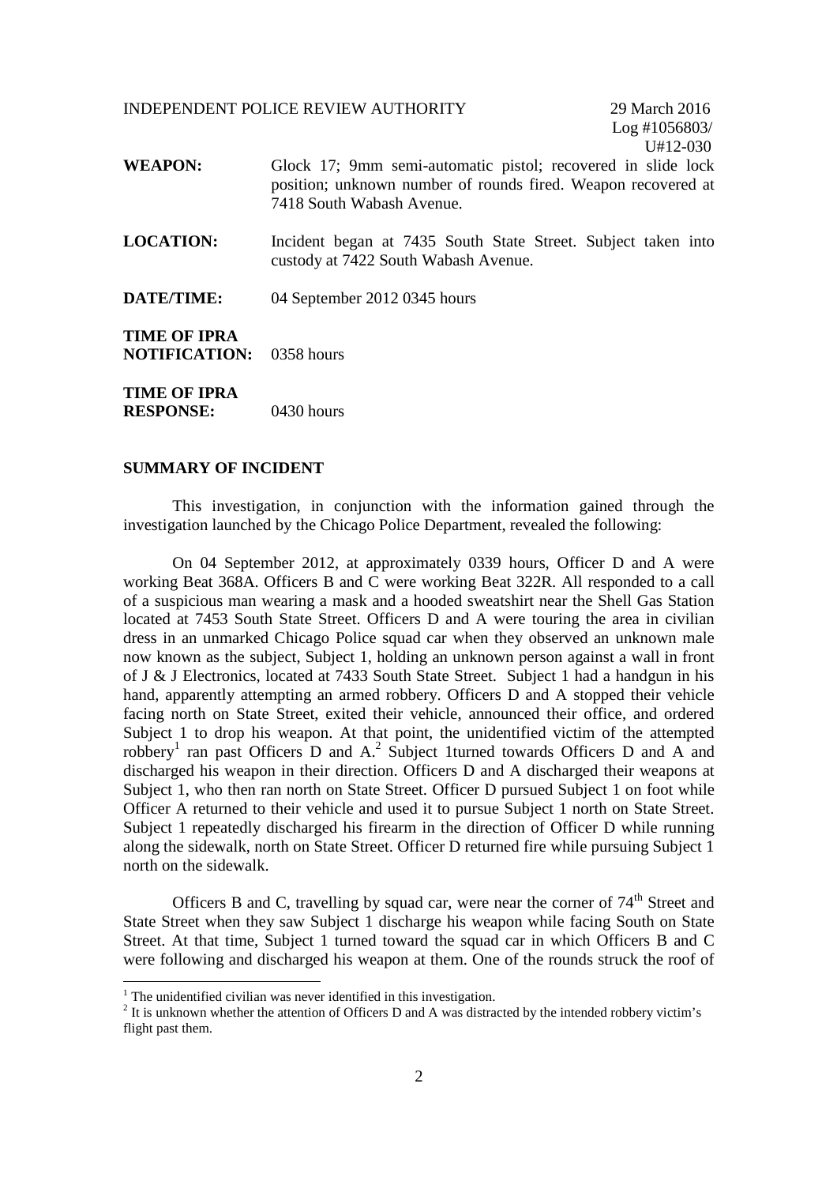INDEPENDENT POLICE REVIEW AUTHORITY 29 March 2016
Log #1056803/
U#12-030

**WEAPON:** Glock 17; 9mm semi-automatic pistol; recovered in slide lock position; unknown number of rounds fired. Weapon recovered at 7418 South Wabash Avenue.

**LOCATION:** Incident began at 7435 South State Street. Subject taken into custody at 7422 South Wabash Avenue.

**DATE/TIME:** 04 September 2012 0345 hours

**TIME OF IPRA NOTIFICATION:** 0358 hours

**TIME OF IPRA RESPONSE:** 0430 hours

## SUMMARY OF INCIDENT

This investigation, in conjunction with the information gained through the investigation launched by the Chicago Police Department, revealed the following:

On 04 September 2012, at approximately 0339 hours, Officer D and A were working Beat 368A. Officers B and C were working Beat 322R. All responded to a call of a suspicious man wearing a mask and a hooded sweatshirt near the Shell Gas Station located at 7453 South State Street. Officers D and A were touring the area in civilian dress in an unmarked Chicago Police squad car when they observed an unknown male now known as the subject, Subject 1, holding an unknown person against a wall in front of J & J Electronics, located at 7433 South State Street. Subject 1 had a handgun in his hand, apparently attempting an armed robbery. Officers D and A stopped their vehicle facing north on State Street, exited their vehicle, announced their office, and ordered Subject 1 to drop his weapon. At that point, the unidentified victim of the attempted robbery[1] ran past Officers D and A.[2] Subject 1turned towards Officers D and A and discharged his weapon in their direction. Officers D and A discharged their weapons at Subject 1, who then ran north on State Street. Officer D pursued Subject 1 on foot while Officer A returned to their vehicle and used it to pursue Subject 1 north on State Street. Subject 1 repeatedly discharged his firearm in the direction of Officer D while running along the sidewalk, north on State Street. Officer D returned fire while pursuing Subject 1 north on the sidewalk.

Officers B and C, travelling by squad car, were near the corner of 74th Street and State Street when they saw Subject 1 discharge his weapon while facing South on State Street. At that time, Subject 1 turned toward the squad car in which Officers B and C were following and discharged his weapon at them. One of the rounds struck the roof of

[1] The unidentified civilian was never identified in this investigation.

[2] It is unknown whether the attention of Officers D and A was distracted by the intended robbery victim's flight past them.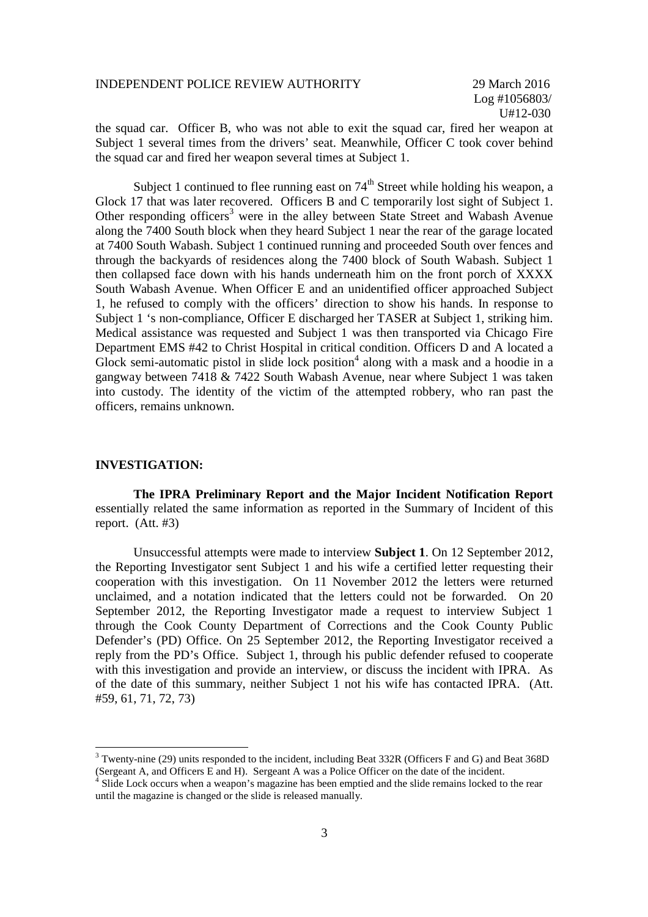the squad car. Officer B, who was not able to exit the squad car, fired her weapon at Subject 1 several times from the drivers' seat. Meanwhile, Officer C took cover behind the squad car and fired her weapon several times at Subject 1.

Subject 1 continued to flee running east on 74th Street while holding his weapon, a Glock 17 that was later recovered. Officers B and C temporarily lost sight of Subject 1. Other responding officers[3] were in the alley between State Street and Wabash Avenue along the 7400 South block when they heard Subject 1 near the rear of the garage located at 7400 South Wabash. Subject 1 continued running and proceeded South over fences and through the backyards of residences along the 7400 block of South Wabash. Subject 1 then collapsed face down with his hands underneath him on the front porch of XXXX South Wabash Avenue. When Officer E and an unidentified officer approached Subject 1, he refused to comply with the officers' direction to show his hands. In response to Subject 1 's non-compliance, Officer E discharged her TASER at Subject 1, striking him. Medical assistance was requested and Subject 1 was then transported via Chicago Fire Department EMS #42 to Christ Hospital in critical condition. Officers D and A located a Glock semi-automatic pistol in slide lock position[4] along with a mask and a hoodie in a gangway between 7418 & 7422 South Wabash Avenue, near where Subject 1 was taken into custody. The identity of the victim of the attempted robbery, who ran past the officers, remains unknown.

## INVESTIGATION:

**The IPRA Preliminary Report and the Major Incident Notification Report** essentially related the same information as reported in the Summary of Incident of this report. (Att. #3)

Unsuccessful attempts were made to interview **Subject 1**. On 12 September 2012, the Reporting Investigator sent Subject 1 and his wife a certified letter requesting their cooperation with this investigation. On 11 November 2012 the letters were returned unclaimed, and a notation indicated that the letters could not be forwarded. On 20 September 2012, the Reporting Investigator made a request to interview Subject 1 through the Cook County Department of Corrections and the Cook County Public Defender's (PD) Office. On 25 September 2012, the Reporting Investigator received a reply from the PD's Office. Subject 1, through his public defender refused to cooperate with this investigation and provide an interview, or discuss the incident with IPRA. As of the date of this summary, neither Subject 1 not his wife has contacted IPRA. (Att. #59, 61, 71, 72, 73)

---

[3] Twenty-nine (29) units responded to the incident, including Beat 332R (Officers F and G) and Beat 368D (Sergeant A, and Officers E and H). Sergeant A was a Police Officer on the date of the incident.

[4] Slide Lock occurs when a weapon's magazine has been emptied and the slide remains locked to the rear until the magazine is changed or the slide is released manually.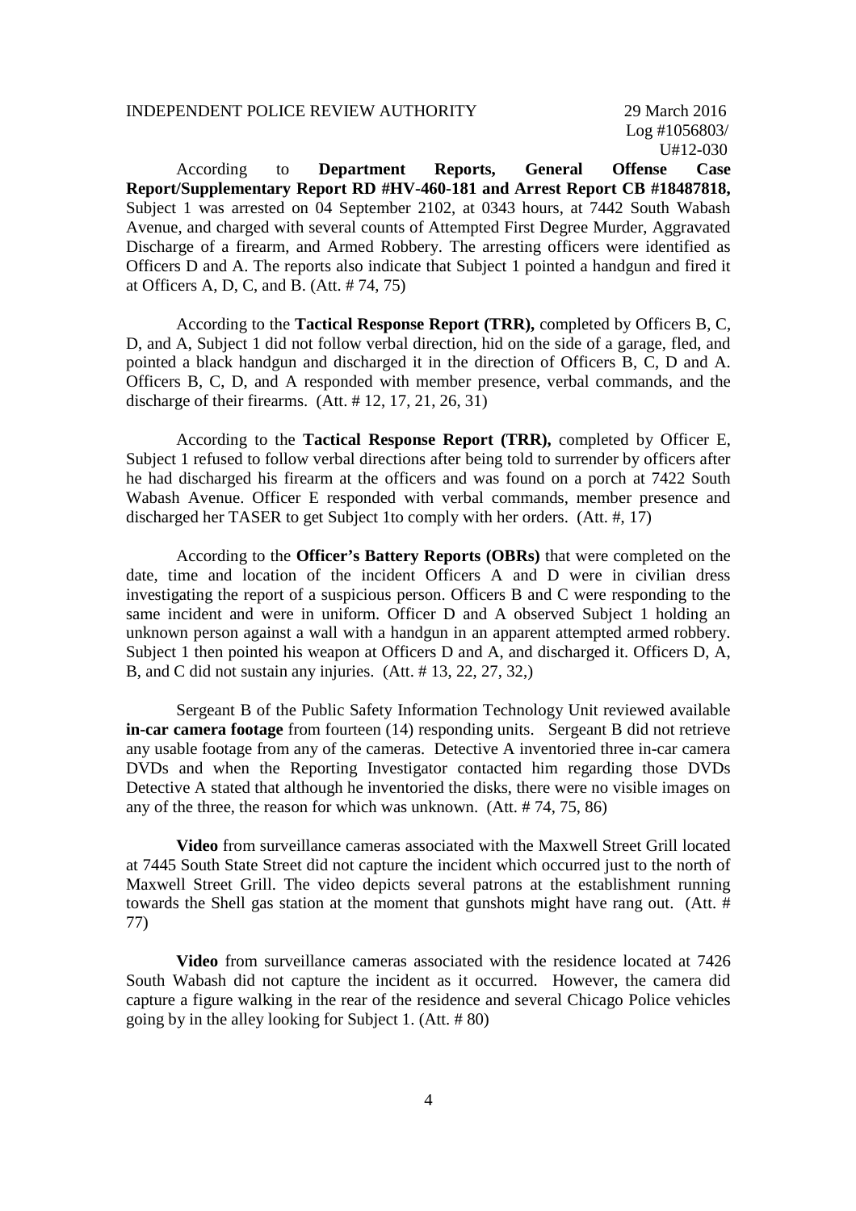According to **Department Reports, General Offense Case Report/Supplementary Report RD #HV-460-181 and Arrest Report CB #18487818,** Subject 1 was arrested on 04 September 2102, at 0343 hours, at 7442 South Wabash Avenue, and charged with several counts of Attempted First Degree Murder, Aggravated Discharge of a firearm, and Armed Robbery. The arresting officers were identified as Officers D and A. The reports also indicate that Subject 1 pointed a handgun and fired it at Officers A, D, C, and B. (Att. # 74, 75)

According to the **Tactical Response Report (TRR),** completed by Officers B, C, D, and A, Subject 1 did not follow verbal direction, hid on the side of a garage, fled, and pointed a black handgun and discharged it in the direction of Officers B, C, D and A. Officers B, C, D, and A responded with member presence, verbal commands, and the discharge of their firearms. (Att. # 12, 17, 21, 26, 31)

According to the **Tactical Response Report (TRR),** completed by Officer E, Subject 1 refused to follow verbal directions after being told to surrender by officers after he had discharged his firearm at the officers and was found on a porch at 7422 South Wabash Avenue. Officer E responded with verbal commands, member presence and discharged her TASER to get Subject 1to comply with her orders. (Att. #, 17)

According to the **Officer's Battery Reports (OBRs)** that were completed on the date, time and location of the incident Officers A and D were in civilian dress investigating the report of a suspicious person. Officers B and C were responding to the same incident and were in uniform. Officer D and A observed Subject 1 holding an unknown person against a wall with a handgun in an apparent attempted armed robbery. Subject 1 then pointed his weapon at Officers D and A, and discharged it. Officers D, A, B, and C did not sustain any injuries. (Att. # 13, 22, 27, 32,)

Sergeant B of the Public Safety Information Technology Unit reviewed available **in-car camera footage** from fourteen (14) responding units. Sergeant B did not retrieve any usable footage from any of the cameras. Detective A inventoried three in-car camera DVDs and when the Reporting Investigator contacted him regarding those DVDs Detective A stated that although he inventoried the disks, there were no visible images on any of the three, the reason for which was unknown. (Att. # 74, 75, 86)

**Video** from surveillance cameras associated with the Maxwell Street Grill located at 7445 South State Street did not capture the incident which occurred just to the north of Maxwell Street Grill. The video depicts several patrons at the establishment running towards the Shell gas station at the moment that gunshots might have rang out. (Att. # 77)

**Video** from surveillance cameras associated with the residence located at 7426 South Wabash did not capture the incident as it occurred. However, the camera did capture a figure walking in the rear of the residence and several Chicago Police vehicles going by in the alley looking for Subject 1. (Att. # 80)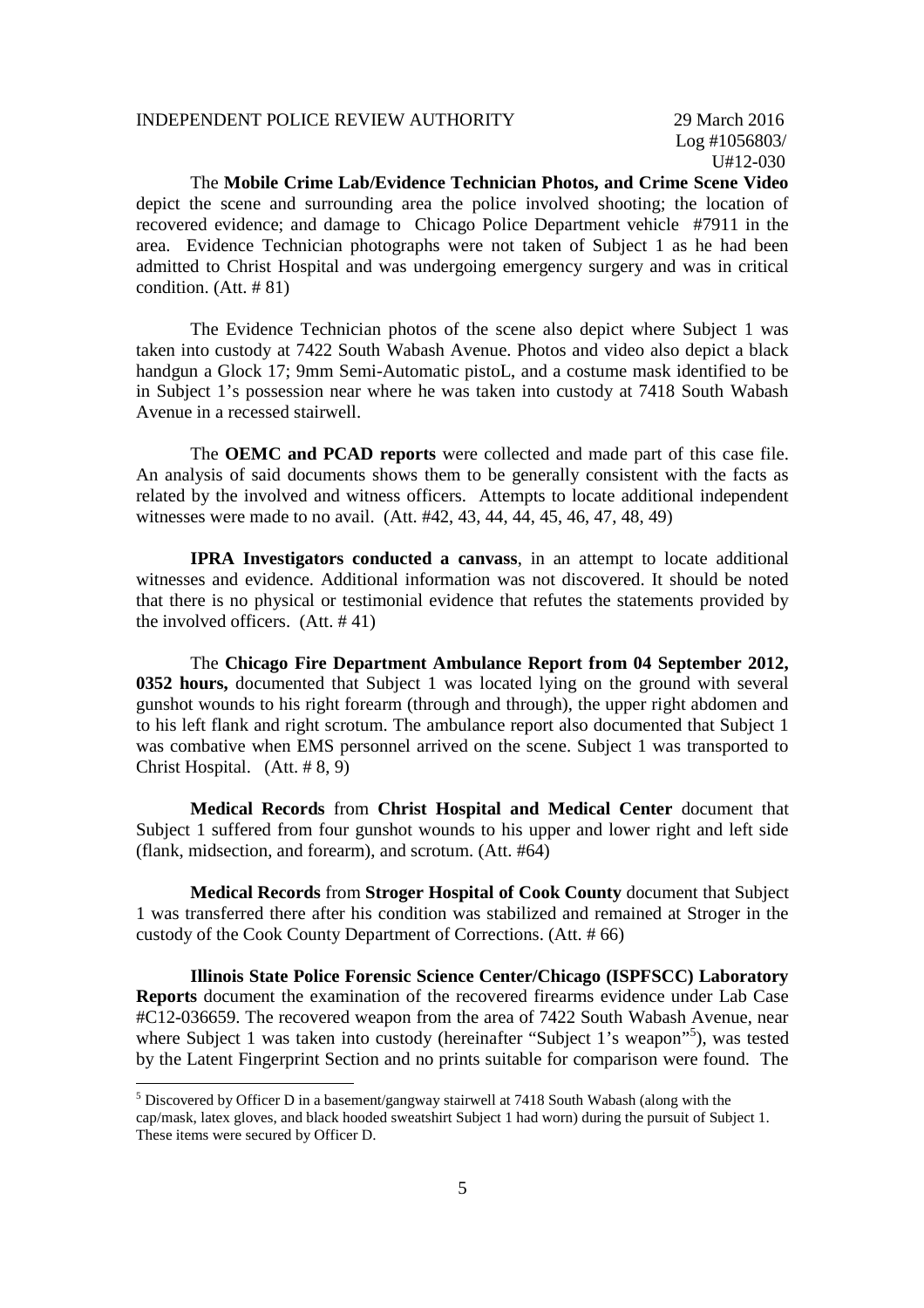The **Mobile Crime Lab/Evidence Technician Photos, and Crime Scene Video** depict the scene and surrounding area the police involved shooting; the location of recovered evidence; and damage to Chicago Police Department vehicle #7911 in the area. Evidence Technician photographs were not taken of Subject 1 as he had been admitted to Christ Hospital and was undergoing emergency surgery and was in critical condition. (Att. # 81)

The Evidence Technician photos of the scene also depict where Subject 1 was taken into custody at 7422 South Wabash Avenue. Photos and video also depict a black handgun a Glock 17; 9mm Semi-Automatic pistoL, and a costume mask identified to be in Subject 1's possession near where he was taken into custody at 7418 South Wabash Avenue in a recessed stairwell.

The **OEMC and PCAD reports** were collected and made part of this case file. An analysis of said documents shows them to be generally consistent with the facts as related by the involved and witness officers. Attempts to locate additional independent witnesses were made to no avail. (Att. #42, 43, 44, 44, 45, 46, 47, 48, 49)

**IPRA Investigators conducted a canvass**, in an attempt to locate additional witnesses and evidence. Additional information was not discovered. It should be noted that there is no physical or testimonial evidence that refutes the statements provided by the involved officers. (Att. # 41)

The **Chicago Fire Department Ambulance Report from 04 September 2012, 0352 hours,** documented that Subject 1 was located lying on the ground with several gunshot wounds to his right forearm (through and through), the upper right abdomen and to his left flank and right scrotum. The ambulance report also documented that Subject 1 was combative when EMS personnel arrived on the scene. Subject 1 was transported to Christ Hospital. (Att. # 8, 9)

**Medical Records** from **Christ Hospital and Medical Center** document that Subject 1 suffered from four gunshot wounds to his upper and lower right and left side (flank, midsection, and forearm), and scrotum. (Att. #64)

**Medical Records** from **Stroger Hospital of Cook County** document that Subject 1 was transferred there after his condition was stabilized and remained at Stroger in the custody of the Cook County Department of Corrections. (Att. # 66)

**Illinois State Police Forensic Science Center/Chicago (ISPFSCC) Laboratory Reports** document the examination of the recovered firearms evidence under Lab Case #C12-036659. The recovered weapon from the area of 7422 South Wabash Avenue, near where Subject 1 was taken into custody (hereinafter "Subject 1's weapon"[5]), was tested by the Latent Fingerprint Section and no prints suitable for comparison were found. The

[5] Discovered by Officer D in a basement/gangway stairwell at 7418 South Wabash (along with the cap/mask, latex gloves, and black hooded sweatshirt Subject 1 had worn) during the pursuit of Subject 1. These items were secured by Officer D.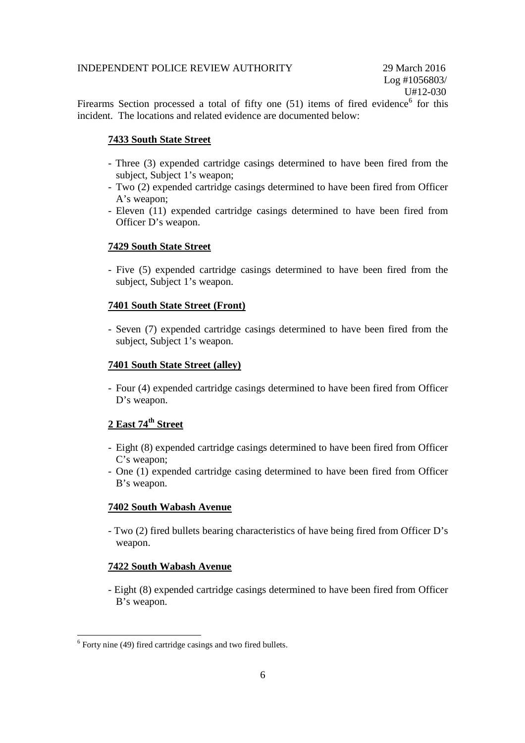Firearms Section processed a total of fifty one (51) items of fired evidence[6] for this incident. The locations and related evidence are documented below:

**7433 South State Street**

- Three (3) expended cartridge casings determined to have been fired from the subject, Subject 1's weapon;
- Two (2) expended cartridge casings determined to have been fired from Officer A's weapon;
- Eleven (11) expended cartridge casings determined to have been fired from Officer D's weapon.

**7429 South State Street**

- Five (5) expended cartridge casings determined to have been fired from the subject, Subject 1's weapon.

**7401 South State Street (Front)**

- Seven (7) expended cartridge casings determined to have been fired from the subject, Subject 1's weapon.

**7401 South State Street (alley)**

- Four (4) expended cartridge casings determined to have been fired from Officer D's weapon.

**2 East 74th Street**

- Eight (8) expended cartridge casings determined to have been fired from Officer C's weapon;
- One (1) expended cartridge casing determined to have been fired from Officer B's weapon.

**7402 South Wabash Avenue**

- Two (2) fired bullets bearing characteristics of have being fired from Officer D's weapon.

**7422 South Wabash Avenue**

- Eight (8) expended cartridge casings determined to have been fired from Officer B's weapon.

[6] Forty nine (49) fired cartridge casings and two fired bullets.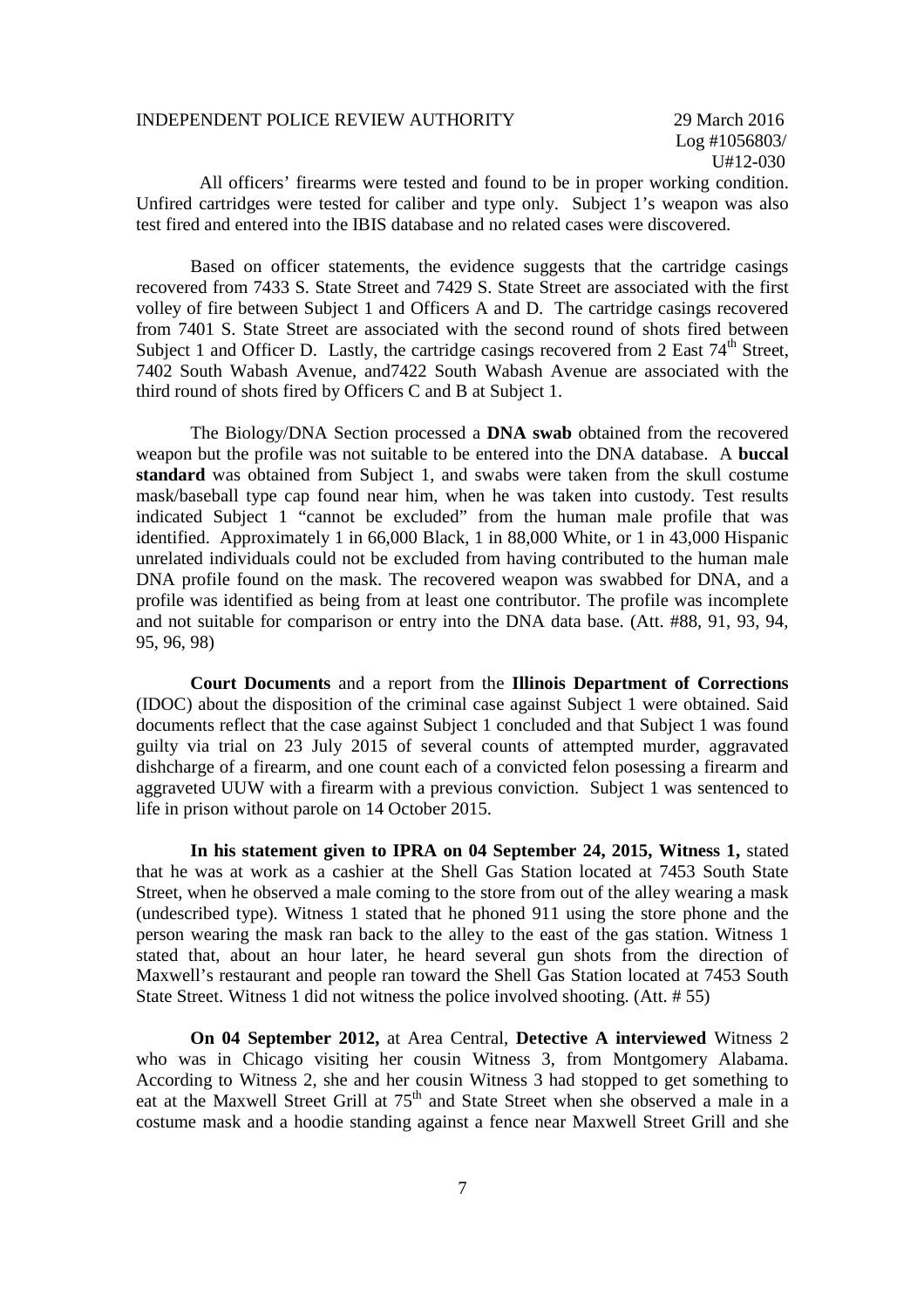All officers' firearms were tested and found to be in proper working condition. Unfired cartridges were tested for caliber and type only. Subject 1's weapon was also test fired and entered into the IBIS database and no related cases were discovered.

Based on officer statements, the evidence suggests that the cartridge casings recovered from 7433 S. State Street and 7429 S. State Street are associated with the first volley of fire between Subject 1 and Officers A and D. The cartridge casings recovered from 7401 S. State Street are associated with the second round of shots fired between Subject 1 and Officer D. Lastly, the cartridge casings recovered from 2 East 74th Street, 7402 South Wabash Avenue, and7422 South Wabash Avenue are associated with the third round of shots fired by Officers C and B at Subject 1.

The Biology/DNA Section processed a **DNA swab** obtained from the recovered weapon but the profile was not suitable to be entered into the DNA database. A **buccal standard** was obtained from Subject 1, and swabs were taken from the skull costume mask/baseball type cap found near him, when he was taken into custody. Test results indicated Subject 1 "cannot be excluded" from the human male profile that was identified. Approximately 1 in 66,000 Black, 1 in 88,000 White, or 1 in 43,000 Hispanic unrelated individuals could not be excluded from having contributed to the human male DNA profile found on the mask. The recovered weapon was swabbed for DNA, and a profile was identified as being from at least one contributor. The profile was incomplete and not suitable for comparison or entry into the DNA data base. (Att. #88, 91, 93, 94, 95, 96, 98)

**Court Documents** and a report from the **Illinois Department of Corrections** (IDOC) about the disposition of the criminal case against Subject 1 were obtained. Said documents reflect that the case against Subject 1 concluded and that Subject 1 was found guilty via trial on 23 July 2015 of several counts of attempted murder, aggravated dishcharge of a firearm, and one count each of a convicted felon posessing a firearm and aggraveted UUW with a firearm with a previous conviction. Subject 1 was sentenced to life in prison without parole on 14 October 2015.

**In his statement given to IPRA on 04 September 24, 2015, Witness 1,** stated that he was at work as a cashier at the Shell Gas Station located at 7453 South State Street, when he observed a male coming to the store from out of the alley wearing a mask (undescribed type). Witness 1 stated that he phoned 911 using the store phone and the person wearing the mask ran back to the alley to the east of the gas station. Witness 1 stated that, about an hour later, he heard several gun shots from the direction of Maxwell's restaurant and people ran toward the Shell Gas Station located at 7453 South State Street. Witness 1 did not witness the police involved shooting. (Att. # 55)

**On 04 September 2012,** at Area Central, **Detective A interviewed** Witness 2 who was in Chicago visiting her cousin Witness 3, from Montgomery Alabama. According to Witness 2, she and her cousin Witness 3 had stopped to get something to eat at the Maxwell Street Grill at 75th and State Street when she observed a male in a costume mask and a hoodie standing against a fence near Maxwell Street Grill and she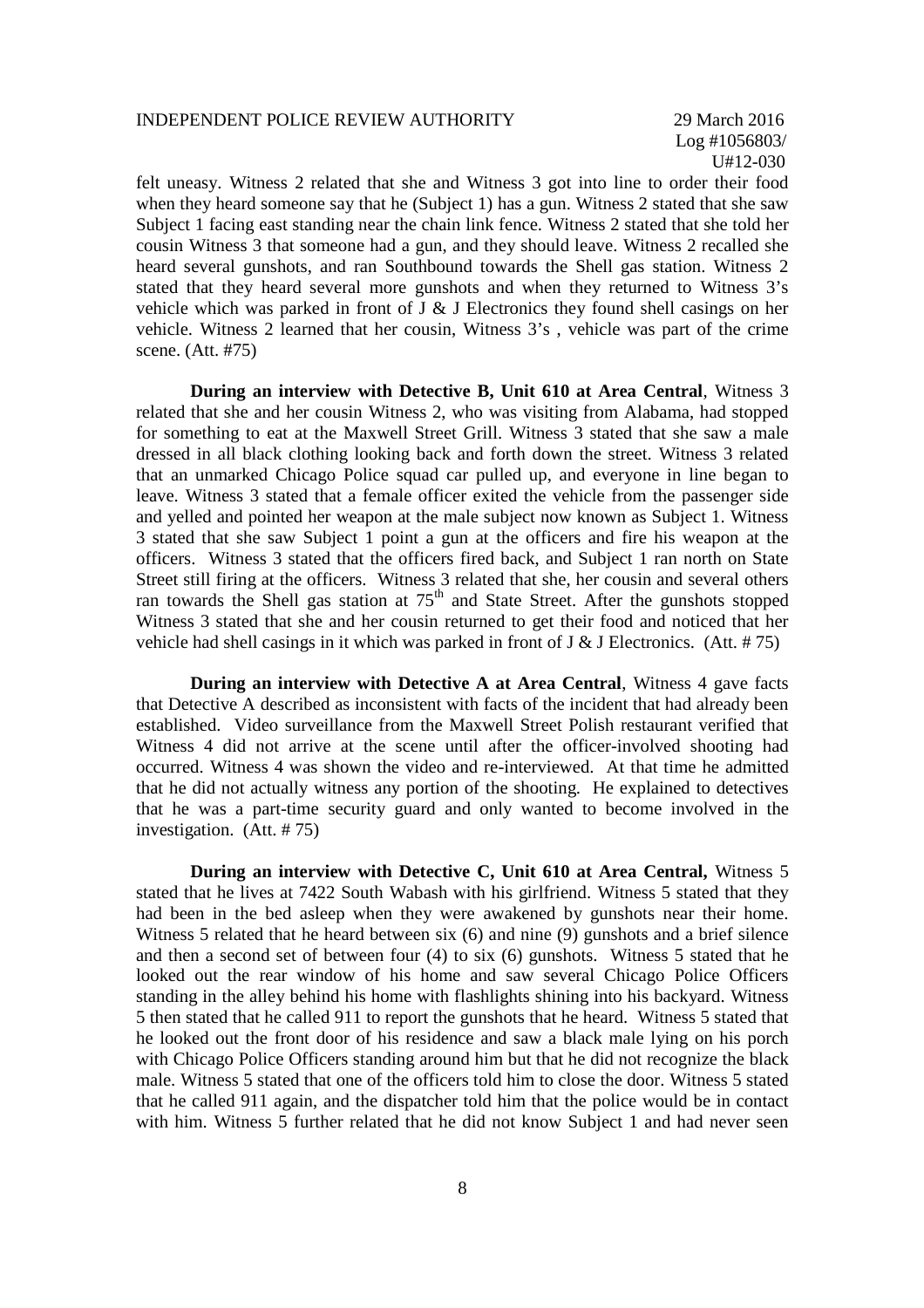felt uneasy. Witness 2 related that she and Witness 3 got into line to order their food when they heard someone say that he (Subject 1) has a gun. Witness 2 stated that she saw Subject 1 facing east standing near the chain link fence. Witness 2 stated that she told her cousin Witness 3 that someone had a gun, and they should leave. Witness 2 recalled she heard several gunshots, and ran Southbound towards the Shell gas station. Witness 2 stated that they heard several more gunshots and when they returned to Witness 3's vehicle which was parked in front of J & J Electronics they found shell casings on her vehicle. Witness 2 learned that her cousin, Witness 3's , vehicle was part of the crime scene. (Att. #75)

**During an interview with Detective B, Unit 610 at Area Central**, Witness 3 related that she and her cousin Witness 2, who was visiting from Alabama, had stopped for something to eat at the Maxwell Street Grill. Witness 3 stated that she saw a male dressed in all black clothing looking back and forth down the street. Witness 3 related that an unmarked Chicago Police squad car pulled up, and everyone in line began to leave. Witness 3 stated that a female officer exited the vehicle from the passenger side and yelled and pointed her weapon at the male subject now known as Subject 1. Witness 3 stated that she saw Subject 1 point a gun at the officers and fire his weapon at the officers. Witness 3 stated that the officers fired back, and Subject 1 ran north on State Street still firing at the officers. Witness 3 related that she, her cousin and several others ran towards the Shell gas station at 75th and State Street. After the gunshots stopped Witness 3 stated that she and her cousin returned to get their food and noticed that her vehicle had shell casings in it which was parked in front of J & J Electronics. (Att. # 75)

**During an interview with Detective A at Area Central**, Witness 4 gave facts that Detective A described as inconsistent with facts of the incident that had already been established. Video surveillance from the Maxwell Street Polish restaurant verified that Witness 4 did not arrive at the scene until after the officer-involved shooting had occurred. Witness 4 was shown the video and re-interviewed. At that time he admitted that he did not actually witness any portion of the shooting. He explained to detectives that he was a part-time security guard and only wanted to become involved in the investigation. (Att. # 75)

**During an interview with Detective C, Unit 610 at Area Central,** Witness 5 stated that he lives at 7422 South Wabash with his girlfriend. Witness 5 stated that they had been in the bed asleep when they were awakened by gunshots near their home. Witness 5 related that he heard between six (6) and nine (9) gunshots and a brief silence and then a second set of between four (4) to six (6) gunshots. Witness 5 stated that he looked out the rear window of his home and saw several Chicago Police Officers standing in the alley behind his home with flashlights shining into his backyard. Witness 5 then stated that he called 911 to report the gunshots that he heard. Witness 5 stated that he looked out the front door of his residence and saw a black male lying on his porch with Chicago Police Officers standing around him but that he did not recognize the black male. Witness 5 stated that one of the officers told him to close the door. Witness 5 stated that he called 911 again, and the dispatcher told him that the police would be in contact with him. Witness 5 further related that he did not know Subject 1 and had never seen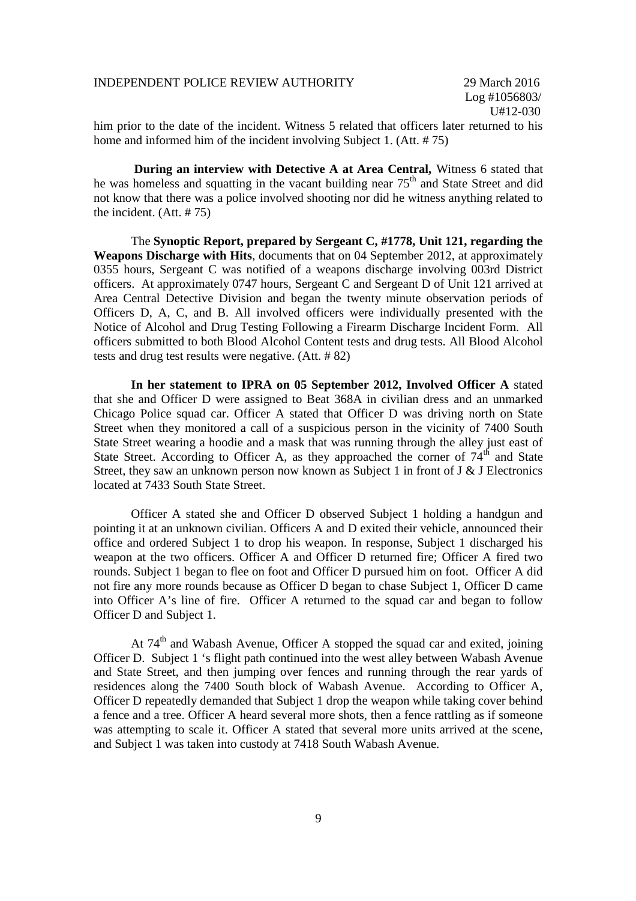him prior to the date of the incident. Witness 5 related that officers later returned to his home and informed him of the incident involving Subject 1. (Att. # 75)

**During an interview with Detective A at Area Central,** Witness 6 stated that he was homeless and squatting in the vacant building near 75th and State Street and did not know that there was a police involved shooting nor did he witness anything related to the incident. (Att. # 75)

The **Synoptic Report, prepared by Sergeant C, #1778, Unit 121, regarding the Weapons Discharge with Hits**, documents that on 04 September 2012, at approximately 0355 hours, Sergeant C was notified of a weapons discharge involving 003rd District officers. At approximately 0747 hours, Sergeant C and Sergeant D of Unit 121 arrived at Area Central Detective Division and began the twenty minute observation periods of Officers D, A, C, and B. All involved officers were individually presented with the Notice of Alcohol and Drug Testing Following a Firearm Discharge Incident Form. All officers submitted to both Blood Alcohol Content tests and drug tests. All Blood Alcohol tests and drug test results were negative. (Att. # 82)

**In her statement to IPRA on 05 September 2012, Involved Officer A** stated that she and Officer D were assigned to Beat 368A in civilian dress and an unmarked Chicago Police squad car. Officer A stated that Officer D was driving north on State Street when they monitored a call of a suspicious person in the vicinity of 7400 South State Street wearing a hoodie and a mask that was running through the alley just east of State Street. According to Officer A, as they approached the corner of 74th and State Street, they saw an unknown person now known as Subject 1 in front of J & J Electronics located at 7433 South State Street.

Officer A stated she and Officer D observed Subject 1 holding a handgun and pointing it at an unknown civilian. Officers A and D exited their vehicle, announced their office and ordered Subject 1 to drop his weapon. In response, Subject 1 discharged his weapon at the two officers. Officer A and Officer D returned fire; Officer A fired two rounds. Subject 1 began to flee on foot and Officer D pursued him on foot. Officer A did not fire any more rounds because as Officer D began to chase Subject 1, Officer D came into Officer A's line of fire. Officer A returned to the squad car and began to follow Officer D and Subject 1.

At 74th and Wabash Avenue, Officer A stopped the squad car and exited, joining Officer D. Subject 1 's flight path continued into the west alley between Wabash Avenue and State Street, and then jumping over fences and running through the rear yards of residences along the 7400 South block of Wabash Avenue. According to Officer A, Officer D repeatedly demanded that Subject 1 drop the weapon while taking cover behind a fence and a tree. Officer A heard several more shots, then a fence rattling as if someone was attempting to scale it. Officer A stated that several more units arrived at the scene, and Subject 1 was taken into custody at 7418 South Wabash Avenue.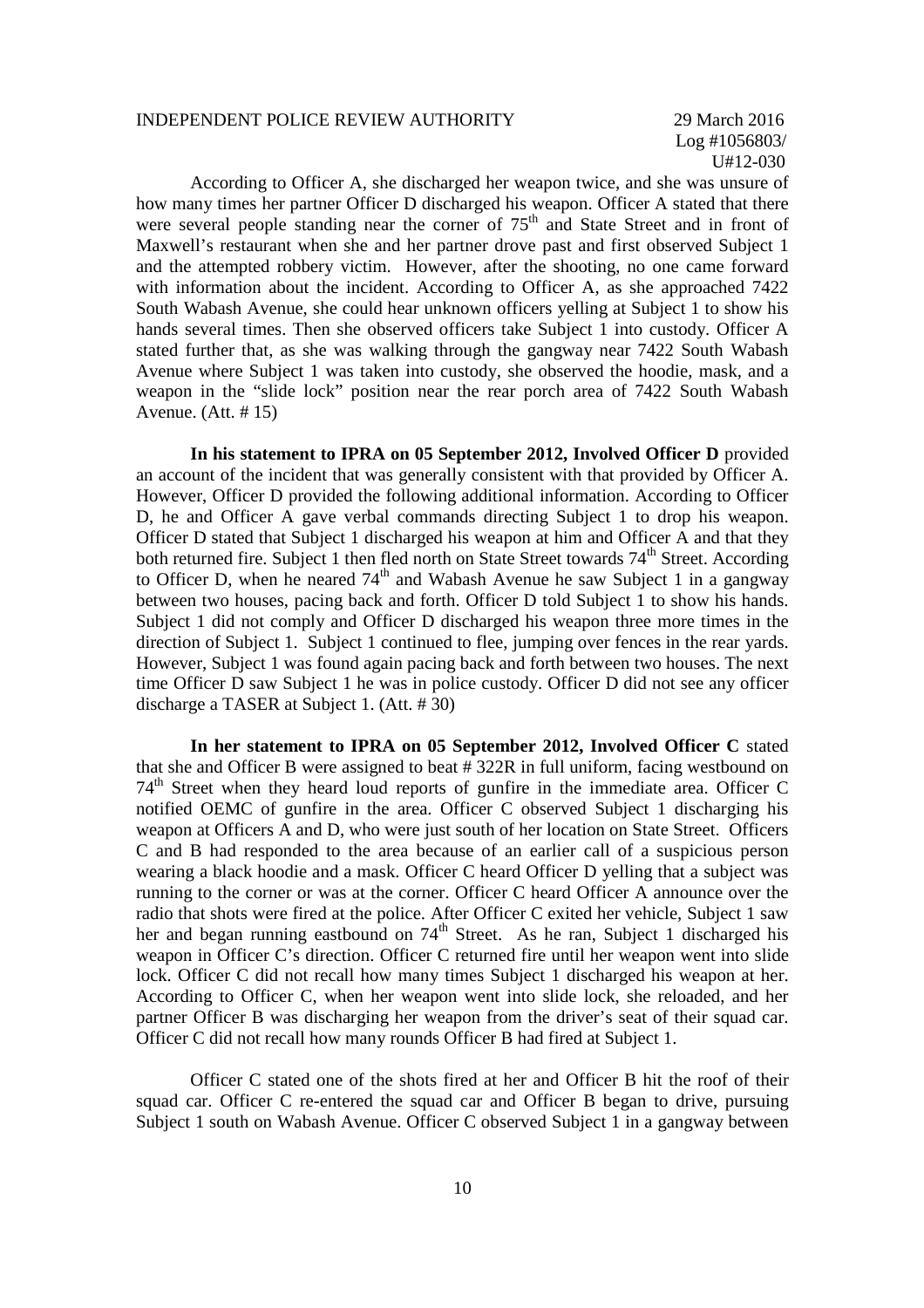According to Officer A, she discharged her weapon twice, and she was unsure of how many times her partner Officer D discharged his weapon. Officer A stated that there were several people standing near the corner of 75th and State Street and in front of Maxwell's restaurant when she and her partner drove past and first observed Subject 1 and the attempted robbery victim. However, after the shooting, no one came forward with information about the incident. According to Officer A, as she approached 7422 South Wabash Avenue, she could hear unknown officers yelling at Subject 1 to show his hands several times. Then she observed officers take Subject 1 into custody. Officer A stated further that, as she was walking through the gangway near 7422 South Wabash Avenue where Subject 1 was taken into custody, she observed the hoodie, mask, and a weapon in the "slide lock" position near the rear porch area of 7422 South Wabash Avenue. (Att. # 15)

**In his statement to IPRA on 05 September 2012, Involved Officer D** provided an account of the incident that was generally consistent with that provided by Officer A. However, Officer D provided the following additional information. According to Officer D, he and Officer A gave verbal commands directing Subject 1 to drop his weapon. Officer D stated that Subject 1 discharged his weapon at him and Officer A and that they both returned fire. Subject 1 then fled north on State Street towards 74th Street. According to Officer D, when he neared 74th and Wabash Avenue he saw Subject 1 in a gangway between two houses, pacing back and forth. Officer D told Subject 1 to show his hands. Subject 1 did not comply and Officer D discharged his weapon three more times in the direction of Subject 1. Subject 1 continued to flee, jumping over fences in the rear yards. However, Subject 1 was found again pacing back and forth between two houses. The next time Officer D saw Subject 1 he was in police custody. Officer D did not see any officer discharge a TASER at Subject 1. (Att. # 30)

**In her statement to IPRA on 05 September 2012, Involved Officer C** stated that she and Officer B were assigned to beat # 322R in full uniform, facing westbound on 74th Street when they heard loud reports of gunfire in the immediate area. Officer C notified OEMC of gunfire in the area. Officer C observed Subject 1 discharging his weapon at Officers A and D, who were just south of her location on State Street. Officers C and B had responded to the area because of an earlier call of a suspicious person wearing a black hoodie and a mask. Officer C heard Officer D yelling that a subject was running to the corner or was at the corner. Officer C heard Officer A announce over the radio that shots were fired at the police. After Officer C exited her vehicle, Subject 1 saw her and began running eastbound on 74th Street. As he ran, Subject 1 discharged his weapon in Officer C's direction. Officer C returned fire until her weapon went into slide lock. Officer C did not recall how many times Subject 1 discharged his weapon at her. According to Officer C, when her weapon went into slide lock, she reloaded, and her partner Officer B was discharging her weapon from the driver's seat of their squad car. Officer C did not recall how many rounds Officer B had fired at Subject 1.

Officer C stated one of the shots fired at her and Officer B hit the roof of their squad car. Officer C re-entered the squad car and Officer B began to drive, pursuing Subject 1 south on Wabash Avenue. Officer C observed Subject 1 in a gangway between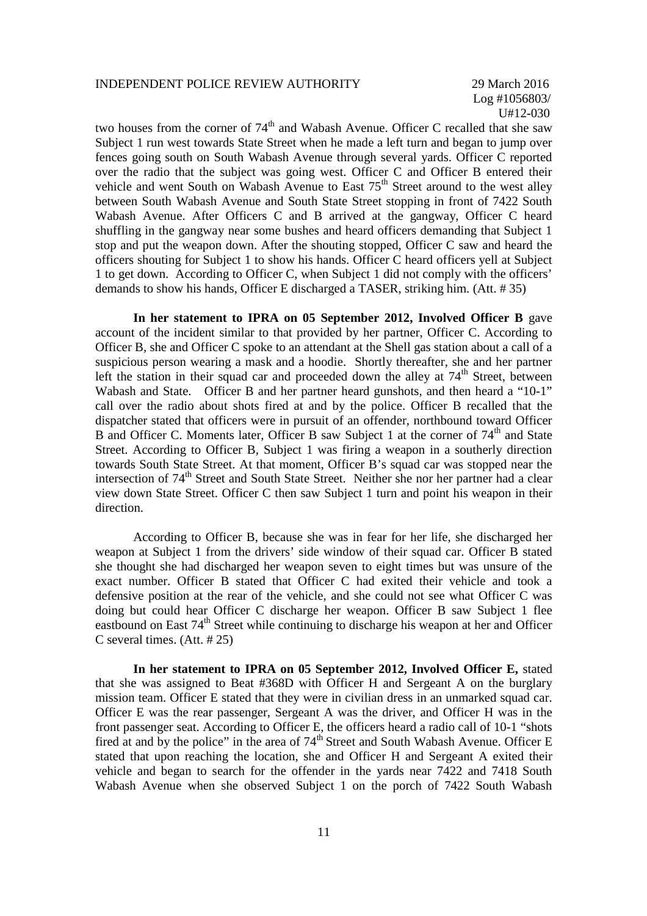two houses from the corner of 74th and Wabash Avenue. Officer C recalled that she saw Subject 1 run west towards State Street when he made a left turn and began to jump over fences going south on South Wabash Avenue through several yards. Officer C reported over the radio that the subject was going west. Officer C and Officer B entered their vehicle and went South on Wabash Avenue to East 75th Street around to the west alley between South Wabash Avenue and South State Street stopping in front of 7422 South Wabash Avenue. After Officers C and B arrived at the gangway, Officer C heard shuffling in the gangway near some bushes and heard officers demanding that Subject 1 stop and put the weapon down. After the shouting stopped, Officer C saw and heard the officers shouting for Subject 1 to show his hands. Officer C heard officers yell at Subject 1 to get down. According to Officer C, when Subject 1 did not comply with the officers' demands to show his hands, Officer E discharged a TASER, striking him. (Att. # 35)

**In her statement to IPRA on 05 September 2012, Involved Officer B** gave account of the incident similar to that provided by her partner, Officer C. According to Officer B, she and Officer C spoke to an attendant at the Shell gas station about a call of a suspicious person wearing a mask and a hoodie. Shortly thereafter, she and her partner left the station in their squad car and proceeded down the alley at 74th Street, between Wabash and State. Officer B and her partner heard gunshots, and then heard a "10-1" call over the radio about shots fired at and by the police. Officer B recalled that the dispatcher stated that officers were in pursuit of an offender, northbound toward Officer B and Officer C. Moments later, Officer B saw Subject 1 at the corner of 74th and State Street. According to Officer B, Subject 1 was firing a weapon in a southerly direction towards South State Street. At that moment, Officer B's squad car was stopped near the intersection of 74th Street and South State Street. Neither she nor her partner had a clear view down State Street. Officer C then saw Subject 1 turn and point his weapon in their direction.

According to Officer B, because she was in fear for her life, she discharged her weapon at Subject 1 from the drivers' side window of their squad car. Officer B stated she thought she had discharged her weapon seven to eight times but was unsure of the exact number. Officer B stated that Officer C had exited their vehicle and took a defensive position at the rear of the vehicle, and she could not see what Officer C was doing but could hear Officer C discharge her weapon. Officer B saw Subject 1 flee eastbound on East 74th Street while continuing to discharge his weapon at her and Officer C several times. (Att. # 25)

**In her statement to IPRA on 05 September 2012, Involved Officer E,** stated that she was assigned to Beat #368D with Officer H and Sergeant A on the burglary mission team. Officer E stated that they were in civilian dress in an unmarked squad car. Officer E was the rear passenger, Sergeant A was the driver, and Officer H was in the front passenger seat. According to Officer E, the officers heard a radio call of 10-1 "shots fired at and by the police" in the area of 74th Street and South Wabash Avenue. Officer E stated that upon reaching the location, she and Officer H and Sergeant A exited their vehicle and began to search for the offender in the yards near 7422 and 7418 South Wabash Avenue when she observed Subject 1 on the porch of 7422 South Wabash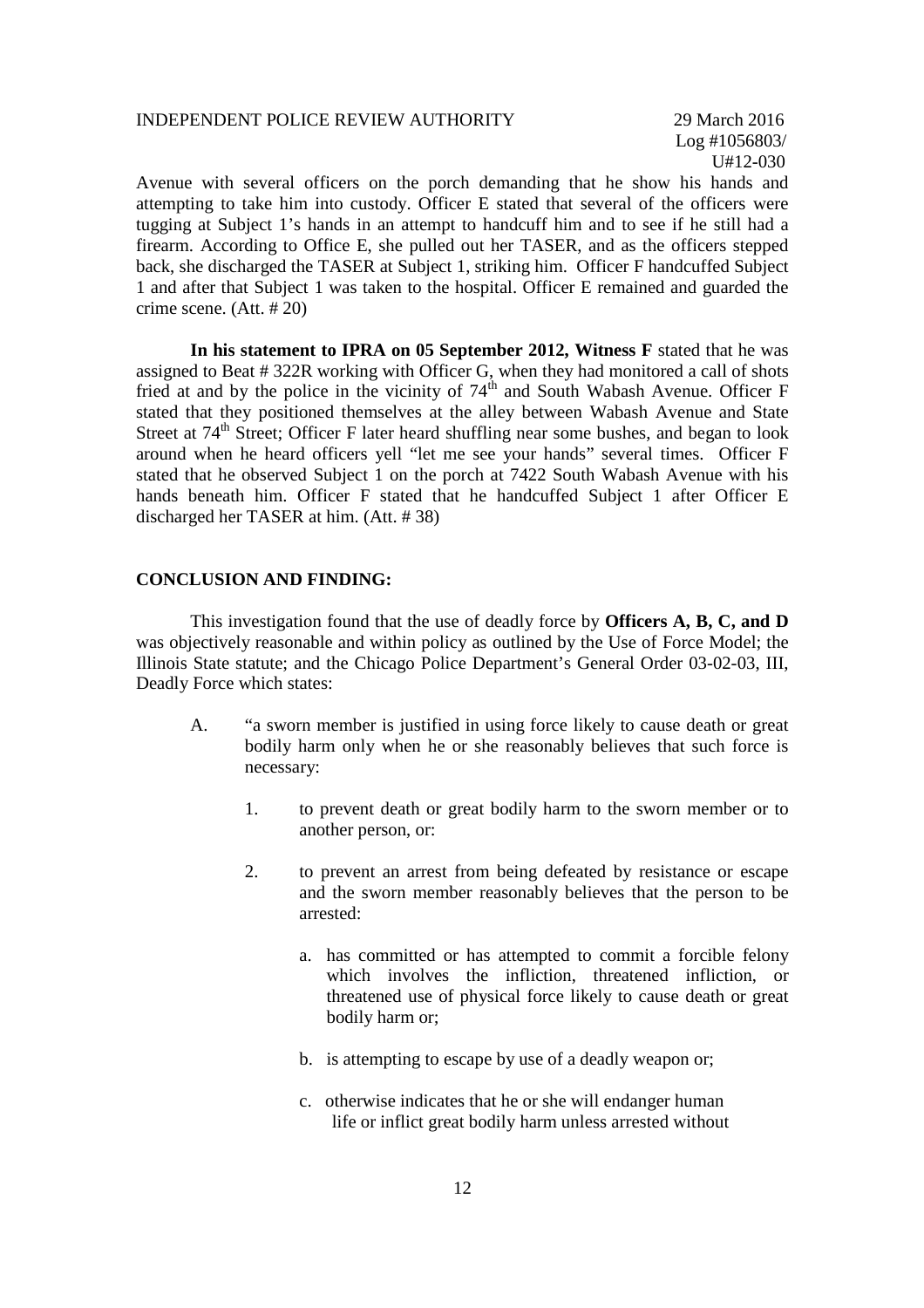Avenue with several officers on the porch demanding that he show his hands and attempting to take him into custody. Officer E stated that several of the officers were tugging at Subject 1's hands in an attempt to handcuff him and to see if he still had a firearm. According to Office E, she pulled out her TASER, and as the officers stepped back, she discharged the TASER at Subject 1, striking him. Officer F handcuffed Subject 1 and after that Subject 1 was taken to the hospital. Officer E remained and guarded the crime scene. (Att. # 20)

**In his statement to IPRA on 05 September 2012, Witness F** stated that he was assigned to Beat # 322R working with Officer G, when they had monitored a call of shots fried at and by the police in the vicinity of 74th and South Wabash Avenue. Officer F stated that they positioned themselves at the alley between Wabash Avenue and State Street at 74th Street; Officer F later heard shuffling near some bushes, and began to look around when he heard officers yell "let me see your hands" several times. Officer F stated that he observed Subject 1 on the porch at 7422 South Wabash Avenue with his hands beneath him. Officer F stated that he handcuffed Subject 1 after Officer E discharged her TASER at him. (Att. # 38)

## CONCLUSION AND FINDING:

This investigation found that the use of deadly force by **Officers A, B, C, and D** was objectively reasonable and within policy as outlined by the Use of Force Model; the Illinois State statute; and the Chicago Police Department's General Order 03-02-03, III, Deadly Force which states:

A. "a sworn member is justified in using force likely to cause death or great bodily harm only when he or she reasonably believes that such force is necessary:

   1. to prevent death or great bodily harm to the sworn member or to another person, or:

   2. to prevent an arrest from being defeated by resistance or escape and the sworn member reasonably believes that the person to be arrested:

      a. has committed or has attempted to commit a forcible felony which involves the infliction, threatened infliction, or threatened use of physical force likely to cause death or great bodily harm or;

      b. is attempting to escape by use of a deadly weapon or;

      c. otherwise indicates that he or she will endanger human life or inflict great bodily harm unless arrested without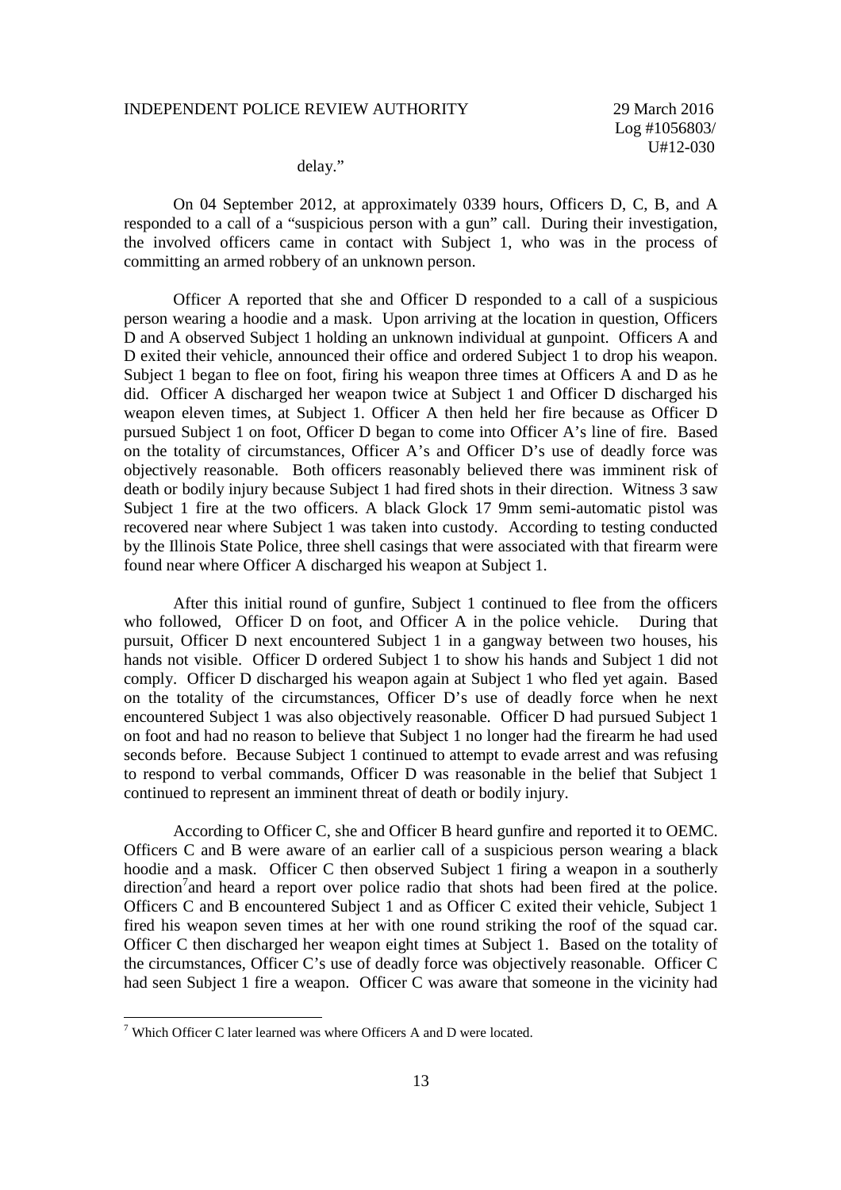delay."

On 04 September 2012, at approximately 0339 hours, Officers D, C, B, and A responded to a call of a "suspicious person with a gun" call. During their investigation, the involved officers came in contact with Subject 1, who was in the process of committing an armed robbery of an unknown person.

Officer A reported that she and Officer D responded to a call of a suspicious person wearing a hoodie and a mask. Upon arriving at the location in question, Officers D and A observed Subject 1 holding an unknown individual at gunpoint. Officers A and D exited their vehicle, announced their office and ordered Subject 1 to drop his weapon. Subject 1 began to flee on foot, firing his weapon three times at Officers A and D as he did. Officer A discharged her weapon twice at Subject 1 and Officer D discharged his weapon eleven times, at Subject 1. Officer A then held her fire because as Officer D pursued Subject 1 on foot, Officer D began to come into Officer A's line of fire. Based on the totality of circumstances, Officer A's and Officer D's use of deadly force was objectively reasonable. Both officers reasonably believed there was imminent risk of death or bodily injury because Subject 1 had fired shots in their direction. Witness 3 saw Subject 1 fire at the two officers. A black Glock 17 9mm semi-automatic pistol was recovered near where Subject 1 was taken into custody. According to testing conducted by the Illinois State Police, three shell casings that were associated with that firearm were found near where Officer A discharged his weapon at Subject 1.

After this initial round of gunfire, Subject 1 continued to flee from the officers who followed, Officer D on foot, and Officer A in the police vehicle. During that pursuit, Officer D next encountered Subject 1 in a gangway between two houses, his hands not visible. Officer D ordered Subject 1 to show his hands and Subject 1 did not comply. Officer D discharged his weapon again at Subject 1 who fled yet again. Based on the totality of the circumstances, Officer D's use of deadly force when he next encountered Subject 1 was also objectively reasonable. Officer D had pursued Subject 1 on foot and had no reason to believe that Subject 1 no longer had the firearm he had used seconds before. Because Subject 1 continued to attempt to evade arrest and was refusing to respond to verbal commands, Officer D was reasonable in the belief that Subject 1 continued to represent an imminent threat of death or bodily injury.

According to Officer C, she and Officer B heard gunfire and reported it to OEMC. Officers C and B were aware of an earlier call of a suspicious person wearing a black hoodie and a mask. Officer C then observed Subject 1 firing a weapon in a southerly direction[7] and heard a report over police radio that shots had been fired at the police. Officers C and B encountered Subject 1 and as Officer C exited their vehicle, Subject 1 fired his weapon seven times at her with one round striking the roof of the squad car. Officer C then discharged her weapon eight times at Subject 1. Based on the totality of the circumstances, Officer C's use of deadly force was objectively reasonable. Officer C had seen Subject 1 fire a weapon. Officer C was aware that someone in the vicinity had

---

[7] Which Officer C later learned was where Officers A and D were located.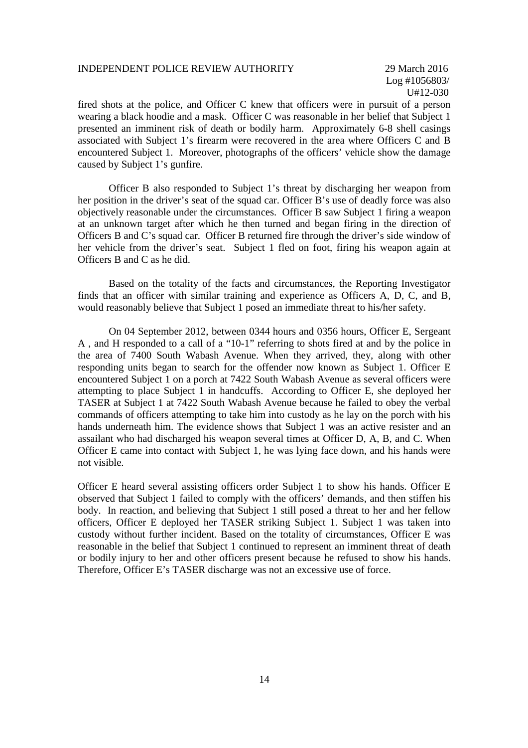fired shots at the police, and Officer C knew that officers were in pursuit of a person wearing a black hoodie and a mask. Officer C was reasonable in her belief that Subject 1 presented an imminent risk of death or bodily harm. Approximately 6-8 shell casings associated with Subject 1's firearm were recovered in the area where Officers C and B encountered Subject 1. Moreover, photographs of the officers' vehicle show the damage caused by Subject 1's gunfire.

Officer B also responded to Subject 1's threat by discharging her weapon from her position in the driver's seat of the squad car. Officer B's use of deadly force was also objectively reasonable under the circumstances. Officer B saw Subject 1 firing a weapon at an unknown target after which he then turned and began firing in the direction of Officers B and C's squad car. Officer B returned fire through the driver's side window of her vehicle from the driver's seat. Subject 1 fled on foot, firing his weapon again at Officers B and C as he did.

Based on the totality of the facts and circumstances, the Reporting Investigator finds that an officer with similar training and experience as Officers A, D, C, and B, would reasonably believe that Subject 1 posed an immediate threat to his/her safety.

On 04 September 2012, between 0344 hours and 0356 hours, Officer E, Sergeant A , and H responded to a call of a "10-1" referring to shots fired at and by the police in the area of 7400 South Wabash Avenue. When they arrived, they, along with other responding units began to search for the offender now known as Subject 1. Officer E encountered Subject 1 on a porch at 7422 South Wabash Avenue as several officers were attempting to place Subject 1 in handcuffs. According to Officer E, she deployed her TASER at Subject 1 at 7422 South Wabash Avenue because he failed to obey the verbal commands of officers attempting to take him into custody as he lay on the porch with his hands underneath him. The evidence shows that Subject 1 was an active resister and an assailant who had discharged his weapon several times at Officer D, A, B, and C. When Officer E came into contact with Subject 1, he was lying face down, and his hands were not visible.

Officer E heard several assisting officers order Subject 1 to show his hands. Officer E observed that Subject 1 failed to comply with the officers' demands, and then stiffen his body. In reaction, and believing that Subject 1 still posed a threat to her and her fellow officers, Officer E deployed her TASER striking Subject 1. Subject 1 was taken into custody without further incident. Based on the totality of circumstances, Officer E was reasonable in the belief that Subject 1 continued to represent an imminent threat of death or bodily injury to her and other officers present because he refused to show his hands. Therefore, Officer E's TASER discharge was not an excessive use of force.